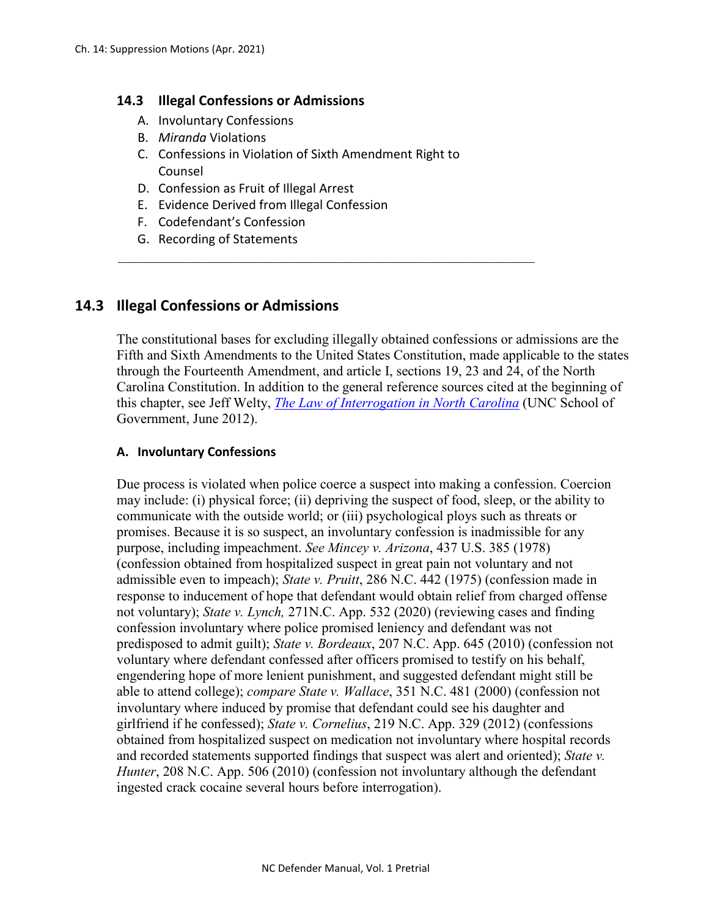## 14.3 Illegal Confessions or Admissions

A. Involuntary Confessions
B. *Miranda* Violations
C. Confessions in Violation of Sixth Amendment Right to Counsel
D. Confession as Fruit of Illegal Arrest
E. Evidence Derived from Illegal Confession
F. Codefendant's Confession
G. Recording of Statements

---

## 14.3 Illegal Confessions or Admissions

The constitutional bases for excluding illegally obtained confessions or admissions are the Fifth and Sixth Amendments to the United States Constitution, made applicable to the states through the Fourteenth Amendment, and article I, sections 19, 23 and 24, of the North Carolina Constitution. In addition to the general reference sources cited at the beginning of this chapter, see Jeff Welty, *The Law of Interrogation in North Carolina* (UNC School of Government, June 2012).

### A. Involuntary Confessions

Due process is violated when police coerce a suspect into making a confession. Coercion may include: (i) physical force; (ii) depriving the suspect of food, sleep, or the ability to communicate with the outside world; or (iii) psychological ploys such as threats or promises. Because it is so suspect, an involuntary confession is inadmissible for any purpose, including impeachment. *See Mincey v. Arizona*, 437 U.S. 385 (1978) (confession obtained from hospitalized suspect in great pain not voluntary and not admissible even to impeach); *State v. Pruitt*, 286 N.C. 442 (1975) (confession made in response to inducement of hope that defendant would obtain relief from charged offense not voluntary); *State v. Lynch,* 271N.C. App. 532 (2020) (reviewing cases and finding confession involuntary where police promised leniency and defendant was not predisposed to admit guilt); *State v. Bordeaux*, 207 N.C. App. 645 (2010) (confession not voluntary where defendant confessed after officers promised to testify on his behalf, engendering hope of more lenient punishment, and suggested defendant might still be able to attend college); *compare State v. Wallace*, 351 N.C. 481 (2000) (confession not involuntary where induced by promise that defendant could see his daughter and girlfriend if he confessed); *State v. Cornelius*, 219 N.C. App. 329 (2012) (confessions obtained from hospitalized suspect on medication not involuntary where hospital records and recorded statements supported findings that suspect was alert and oriented); *State v. Hunter*, 208 N.C. App. 506 (2010) (confession not involuntary although the defendant ingested crack cocaine several hours before interrogation).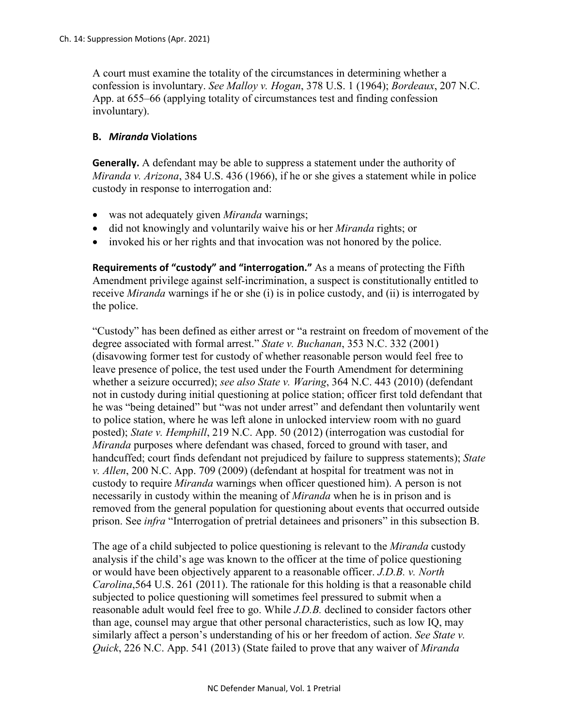A court must examine the totality of the circumstances in determining whether a confession is involuntary. *See Malloy v. Hogan*, 378 U.S. 1 (1964); *Bordeaux*, 207 N.C. App. at 655–66 (applying totality of circumstances test and finding confession involuntary).

### B. *Miranda* Violations

**Generally.** A defendant may be able to suppress a statement under the authority of *Miranda v. Arizona*, 384 U.S. 436 (1966), if he or she gives a statement while in police custody in response to interrogation and:

- was not adequately given *Miranda* warnings;
- did not knowingly and voluntarily waive his or her *Miranda* rights; or
- invoked his or her rights and that invocation was not honored by the police.

**Requirements of "custody" and "interrogation."** As a means of protecting the Fifth Amendment privilege against self-incrimination, a suspect is constitutionally entitled to receive *Miranda* warnings if he or she (i) is in police custody, and (ii) is interrogated by the police.

"Custody" has been defined as either arrest or "a restraint on freedom of movement of the degree associated with formal arrest." *State v. Buchanan*, 353 N.C. 332 (2001) (disavowing former test for custody of whether reasonable person would feel free to leave presence of police, the test used under the Fourth Amendment for determining whether a seizure occurred); *see also State v. Waring*, 364 N.C. 443 (2010) (defendant not in custody during initial questioning at police station; officer first told defendant that he was "being detained" but "was not under arrest" and defendant then voluntarily went to police station, where he was left alone in unlocked interview room with no guard posted); *State v. Hemphill*, 219 N.C. App. 50 (2012) (interrogation was custodial for *Miranda* purposes where defendant was chased, forced to ground with taser, and handcuffed; court finds defendant not prejudiced by failure to suppress statements); *State v. Allen*, 200 N.C. App. 709 (2009) (defendant at hospital for treatment was not in custody to require *Miranda* warnings when officer questioned him). A person is not necessarily in custody within the meaning of *Miranda* when he is in prison and is removed from the general population for questioning about events that occurred outside prison. See *infra* "Interrogation of pretrial detainees and prisoners" in this subsection B.

The age of a child subjected to police questioning is relevant to the *Miranda* custody analysis if the child's age was known to the officer at the time of police questioning or would have been objectively apparent to a reasonable officer. *J.D.B. v. North Carolina*,564 U.S. 261 (2011). The rationale for this holding is that a reasonable child subjected to police questioning will sometimes feel pressured to submit when a reasonable adult would feel free to go. While *J.D.B.* declined to consider factors other than age, counsel may argue that other personal characteristics, such as low IQ, may similarly affect a person's understanding of his or her freedom of action. *See State v. Quick*, 226 N.C. App. 541 (2013) (State failed to prove that any waiver of *Miranda*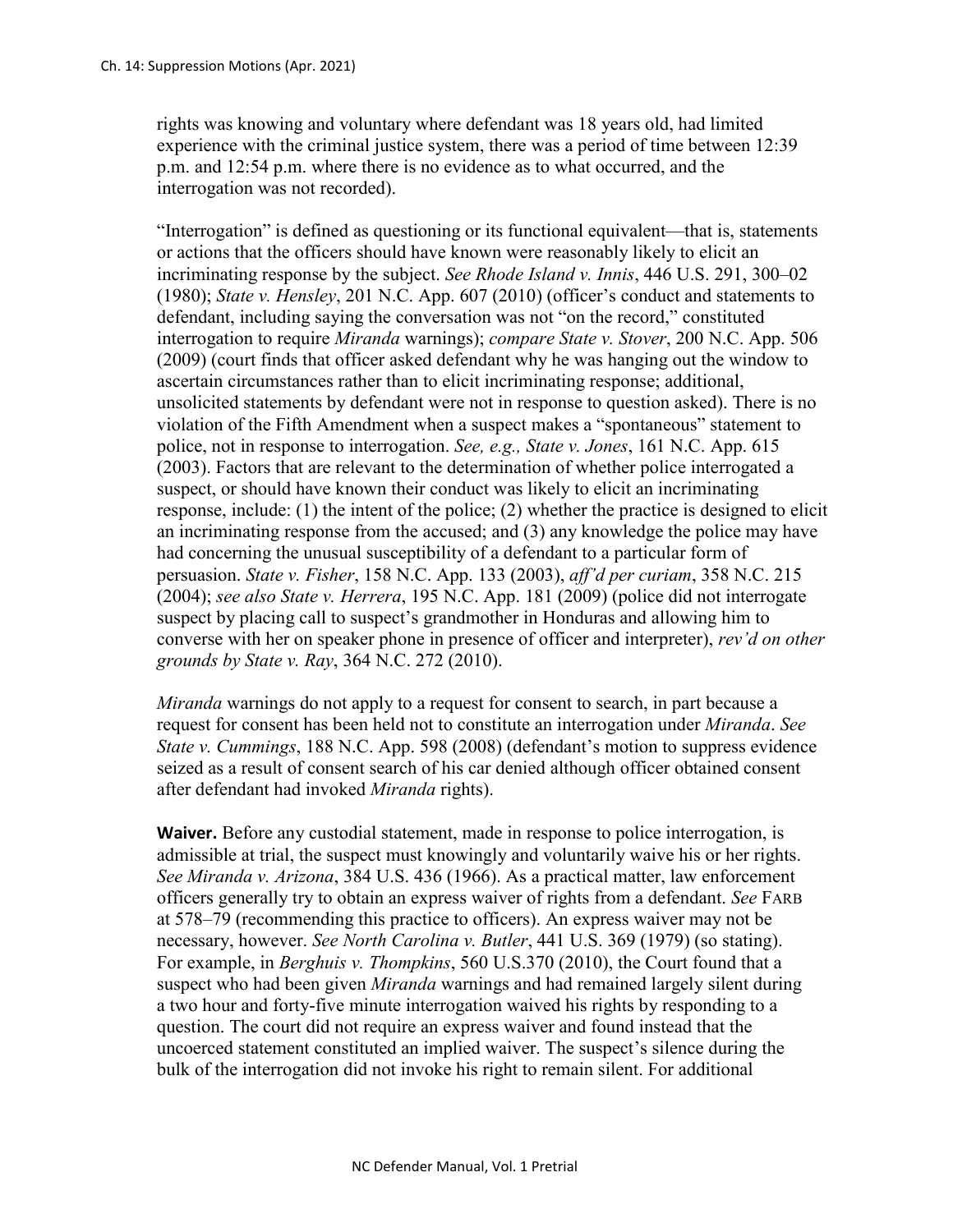rights was knowing and voluntary where defendant was 18 years old, had limited experience with the criminal justice system, there was a period of time between 12:39 p.m. and 12:54 p.m. where there is no evidence as to what occurred, and the interrogation was not recorded).

"Interrogation" is defined as questioning or its functional equivalent—that is, statements or actions that the officers should have known were reasonably likely to elicit an incriminating response by the subject. *See Rhode Island v. Innis*, 446 U.S. 291, 300–02 (1980); *State v. Hensley*, 201 N.C. App. 607 (2010) (officer's conduct and statements to defendant, including saying the conversation was not "on the record," constituted interrogation to require *Miranda* warnings); *compare State v. Stover*, 200 N.C. App. 506 (2009) (court finds that officer asked defendant why he was hanging out the window to ascertain circumstances rather than to elicit incriminating response; additional, unsolicited statements by defendant were not in response to question asked). There is no violation of the Fifth Amendment when a suspect makes a "spontaneous" statement to police, not in response to interrogation. *See, e.g., State v. Jones*, 161 N.C. App. 615 (2003). Factors that are relevant to the determination of whether police interrogated a suspect, or should have known their conduct was likely to elicit an incriminating response, include: (1) the intent of the police; (2) whether the practice is designed to elicit an incriminating response from the accused; and (3) any knowledge the police may have had concerning the unusual susceptibility of a defendant to a particular form of persuasion. *State v. Fisher*, 158 N.C. App. 133 (2003), *aff'd per curiam*, 358 N.C. 215 (2004); *see also State v. Herrera*, 195 N.C. App. 181 (2009) (police did not interrogate suspect by placing call to suspect's grandmother in Honduras and allowing him to converse with her on speaker phone in presence of officer and interpreter), *rev'd on other grounds by State v. Ray*, 364 N.C. 272 (2010).

*Miranda* warnings do not apply to a request for consent to search, in part because a request for consent has been held not to constitute an interrogation under *Miranda*. *See State v. Cummings*, 188 N.C. App. 598 (2008) (defendant's motion to suppress evidence seized as a result of consent search of his car denied although officer obtained consent after defendant had invoked *Miranda* rights).

**Waiver.** Before any custodial statement, made in response to police interrogation, is admissible at trial, the suspect must knowingly and voluntarily waive his or her rights. *See Miranda v. Arizona*, 384 U.S. 436 (1966). As a practical matter, law enforcement officers generally try to obtain an express waiver of rights from a defendant. *See* FARB at 578–79 (recommending this practice to officers). An express waiver may not be necessary, however. *See North Carolina v. Butler*, 441 U.S. 369 (1979) (so stating). For example, in *Berghuis v. Thompkins*, 560 U.S.370 (2010), the Court found that a suspect who had been given *Miranda* warnings and had remained largely silent during a two hour and forty-five minute interrogation waived his rights by responding to a question. The court did not require an express waiver and found instead that the uncoerced statement constituted an implied waiver. The suspect's silence during the bulk of the interrogation did not invoke his right to remain silent. For additional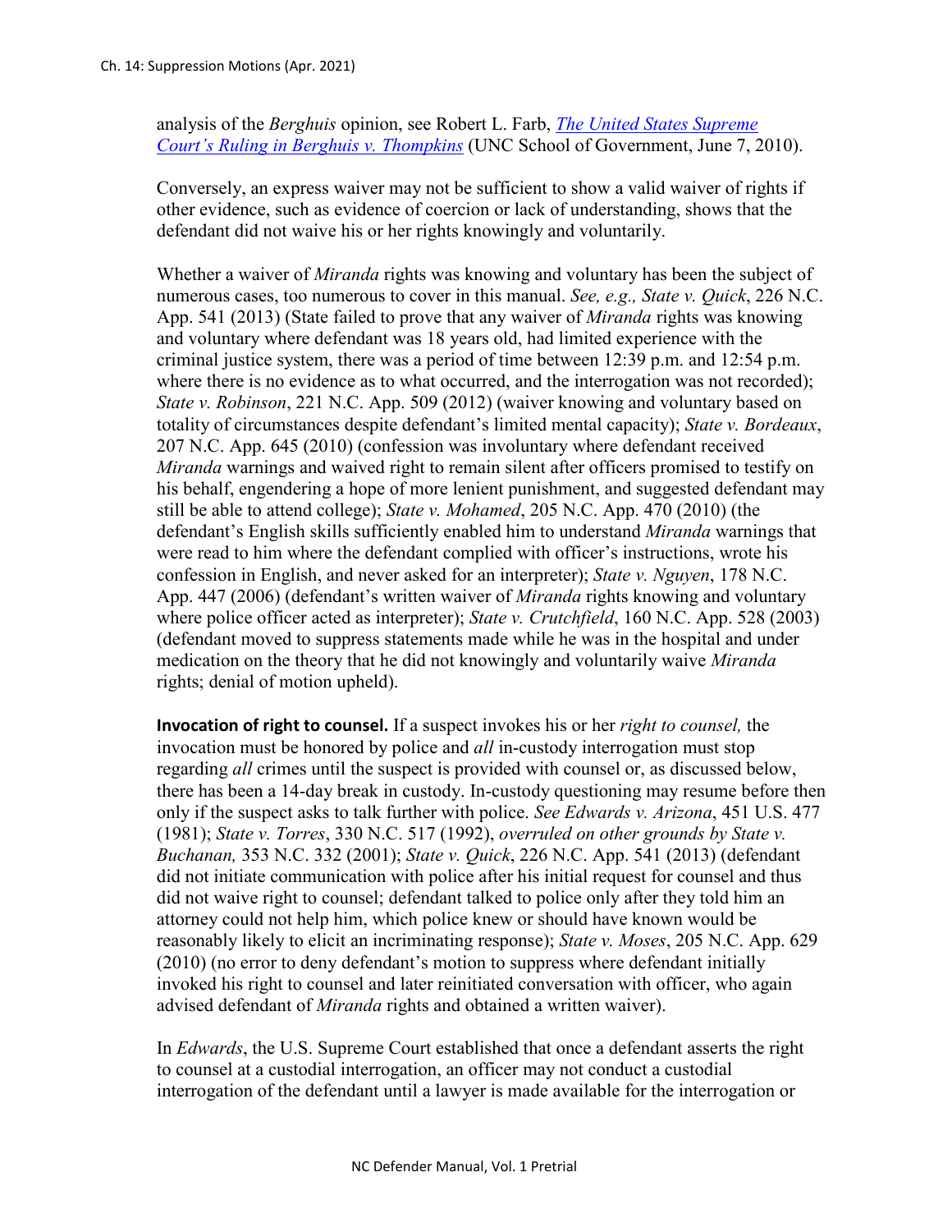analysis of the *Berghuis* opinion, see Robert L. Farb, [*The United States Supreme Court's Ruling in Berghuis v. Thompkins*]() (UNC School of Government, June 7, 2010).

Conversely, an express waiver may not be sufficient to show a valid waiver of rights if other evidence, such as evidence of coercion or lack of understanding, shows that the defendant did not waive his or her rights knowingly and voluntarily.

Whether a waiver of *Miranda* rights was knowing and voluntary has been the subject of numerous cases, too numerous to cover in this manual. *See, e.g., State v. Quick*, 226 N.C. App. 541 (2013) (State failed to prove that any waiver of *Miranda* rights was knowing and voluntary where defendant was 18 years old, had limited experience with the criminal justice system, there was a period of time between 12:39 p.m. and 12:54 p.m. where there is no evidence as to what occurred, and the interrogation was not recorded); *State v. Robinson*, 221 N.C. App. 509 (2012) (waiver knowing and voluntary based on totality of circumstances despite defendant's limited mental capacity); *State v. Bordeaux*, 207 N.C. App. 645 (2010) (confession was involuntary where defendant received *Miranda* warnings and waived right to remain silent after officers promised to testify on his behalf, engendering a hope of more lenient punishment, and suggested defendant may still be able to attend college); *State v. Mohamed*, 205 N.C. App. 470 (2010) (the defendant's English skills sufficiently enabled him to understand *Miranda* warnings that were read to him where the defendant complied with officer's instructions, wrote his confession in English, and never asked for an interpreter); *State v. Nguyen*, 178 N.C. App. 447 (2006) (defendant's written waiver of *Miranda* rights knowing and voluntary where police officer acted as interpreter); *State v. Crutchfield*, 160 N.C. App. 528 (2003) (defendant moved to suppress statements made while he was in the hospital and under medication on the theory that he did not knowingly and voluntarily waive *Miranda* rights; denial of motion upheld).

**Invocation of right to counsel.** If a suspect invokes his or her *right to counsel,* the invocation must be honored by police and *all* in-custody interrogation must stop regarding *all* crimes until the suspect is provided with counsel or, as discussed below, there has been a 14-day break in custody. In-custody questioning may resume before then only if the suspect asks to talk further with police. *See Edwards v. Arizona*, 451 U.S. 477 (1981); *State v. Torres*, 330 N.C. 517 (1992), *overruled on other grounds by State v. Buchanan,* 353 N.C. 332 (2001); *State v. Quick*, 226 N.C. App. 541 (2013) (defendant did not initiate communication with police after his initial request for counsel and thus did not waive right to counsel; defendant talked to police only after they told him an attorney could not help him, which police knew or should have known would be reasonably likely to elicit an incriminating response); *State v. Moses*, 205 N.C. App. 629 (2010) (no error to deny defendant's motion to suppress where defendant initially invoked his right to counsel and later reinitiated conversation with officer, who again advised defendant of *Miranda* rights and obtained a written waiver).

In *Edwards*, the U.S. Supreme Court established that once a defendant asserts the right to counsel at a custodial interrogation, an officer may not conduct a custodial interrogation of the defendant until a lawyer is made available for the interrogation or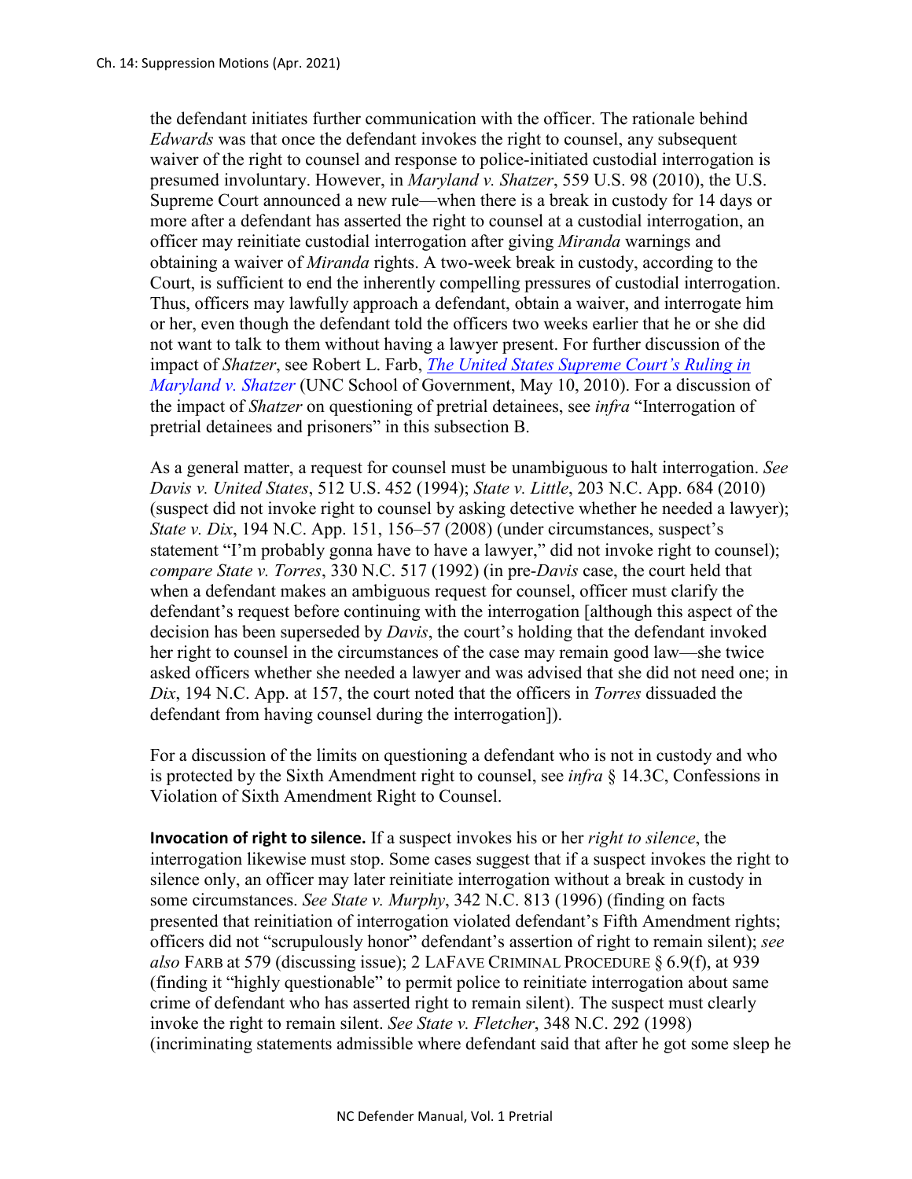the defendant initiates further communication with the officer. The rationale behind *Edwards* was that once the defendant invokes the right to counsel, any subsequent waiver of the right to counsel and response to police-initiated custodial interrogation is presumed involuntary. However, in *Maryland v. Shatzer*, 559 U.S. 98 (2010), the U.S. Supreme Court announced a new rule—when there is a break in custody for 14 days or more after a defendant has asserted the right to counsel at a custodial interrogation, an officer may reinitiate custodial interrogation after giving *Miranda* warnings and obtaining a waiver of *Miranda* rights. A two-week break in custody, according to the Court, is sufficient to end the inherently compelling pressures of custodial interrogation. Thus, officers may lawfully approach a defendant, obtain a waiver, and interrogate him or her, even though the defendant told the officers two weeks earlier that he or she did not want to talk to them without having a lawyer present. For further discussion of the impact of *Shatzer*, see Robert L. Farb, [*The United States Supreme Court's Ruling in Maryland v. Shatzer*]() (UNC School of Government, May 10, 2010). For a discussion of the impact of *Shatzer* on questioning of pretrial detainees, see *infra* "Interrogation of pretrial detainees and prisoners" in this subsection B.

As a general matter, a request for counsel must be unambiguous to halt interrogation. *See Davis v. United States*, 512 U.S. 452 (1994); *State v. Little*, 203 N.C. App. 684 (2010) (suspect did not invoke right to counsel by asking detective whether he needed a lawyer); *State v. Dix*, 194 N.C. App. 151, 156–57 (2008) (under circumstances, suspect's statement "I'm probably gonna have to have a lawyer," did not invoke right to counsel); *compare State v. Torres*, 330 N.C. 517 (1992) (in pre-*Davis* case, the court held that when a defendant makes an ambiguous request for counsel, officer must clarify the defendant's request before continuing with the interrogation [although this aspect of the decision has been superseded by *Davis*, the court's holding that the defendant invoked her right to counsel in the circumstances of the case may remain good law—she twice asked officers whether she needed a lawyer and was advised that she did not need one; in *Dix*, 194 N.C. App. at 157, the court noted that the officers in *Torres* dissuaded the defendant from having counsel during the interrogation]).

For a discussion of the limits on questioning a defendant who is not in custody and who is protected by the Sixth Amendment right to counsel, see *infra* § 14.3C, Confessions in Violation of Sixth Amendment Right to Counsel.

**Invocation of right to silence.** If a suspect invokes his or her *right to silence*, the interrogation likewise must stop. Some cases suggest that if a suspect invokes the right to silence only, an officer may later reinitiate interrogation without a break in custody in some circumstances. *See State v. Murphy*, 342 N.C. 813 (1996) (finding on facts presented that reinitiation of interrogation violated defendant's Fifth Amendment rights; officers did not "scrupulously honor" defendant's assertion of right to remain silent); *see also* FARB at 579 (discussing issue); 2 LAFAVE CRIMINAL PROCEDURE § 6.9(f), at 939 (finding it "highly questionable" to permit police to reinitiate interrogation about same crime of defendant who has asserted right to remain silent). The suspect must clearly invoke the right to remain silent. *See State v. Fletcher*, 348 N.C. 292 (1998) (incriminating statements admissible where defendant said that after he got some sleep he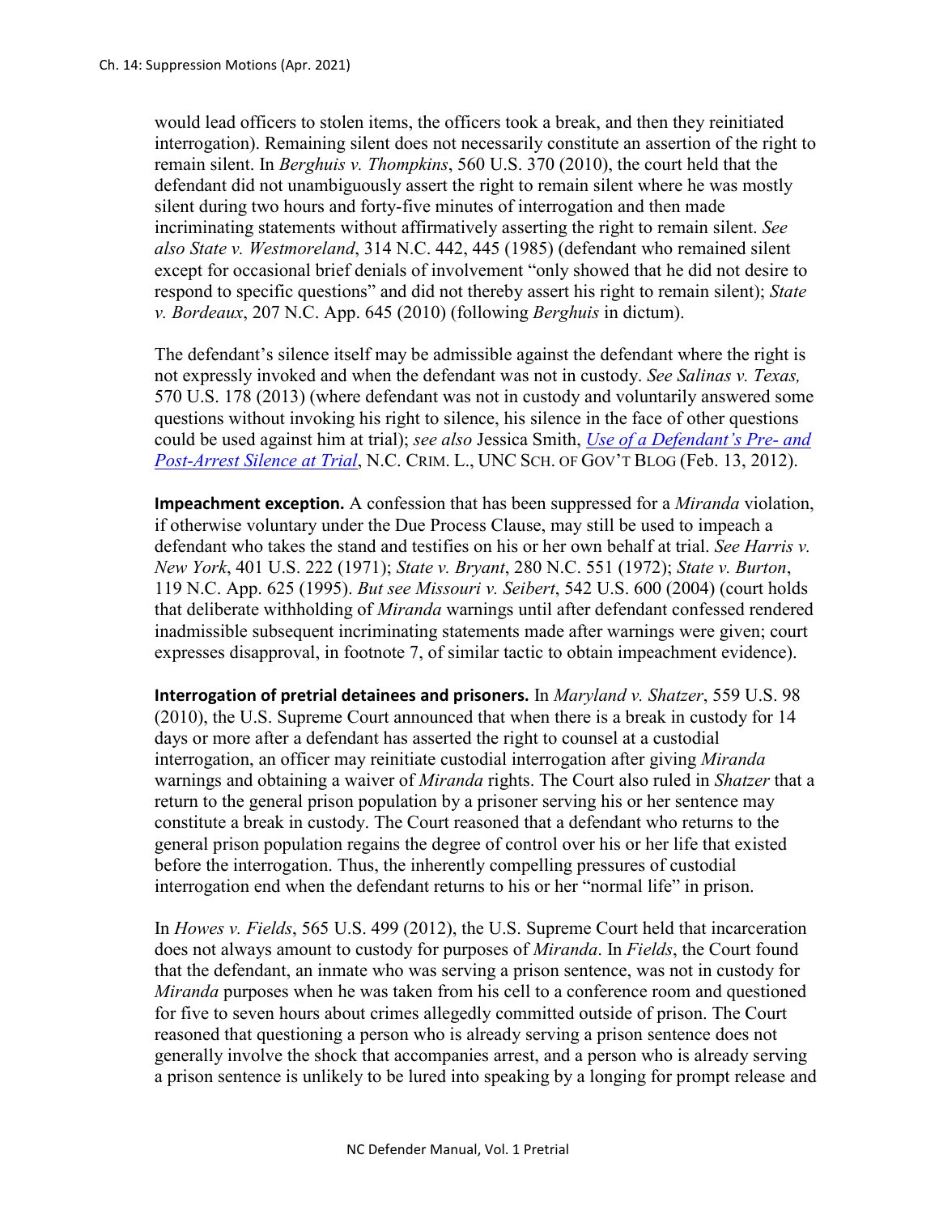would lead officers to stolen items, the officers took a break, and then they reinitiated interrogation). Remaining silent does not necessarily constitute an assertion of the right to remain silent. In *Berghuis v. Thompkins*, 560 U.S. 370 (2010), the court held that the defendant did not unambiguously assert the right to remain silent where he was mostly silent during two hours and forty-five minutes of interrogation and then made incriminating statements without affirmatively asserting the right to remain silent. *See also State v. Westmoreland*, 314 N.C. 442, 445 (1985) (defendant who remained silent except for occasional brief denials of involvement "only showed that he did not desire to respond to specific questions" and did not thereby assert his right to remain silent); *State v. Bordeaux*, 207 N.C. App. 645 (2010) (following *Berghuis* in dictum).

The defendant's silence itself may be admissible against the defendant where the right is not expressly invoked and when the defendant was not in custody. *See Salinas v. Texas,* 570 U.S. 178 (2013) (where defendant was not in custody and voluntarily answered some questions without invoking his right to silence, his silence in the face of other questions could be used against him at trial); *see also* Jessica Smith, *Use of a Defendant's Pre- and Post-Arrest Silence at Trial*, N.C. CRIM. L., UNC SCH. OF GOV'T BLOG (Feb. 13, 2012).

**Impeachment exception.** A confession that has been suppressed for a *Miranda* violation, if otherwise voluntary under the Due Process Clause, may still be used to impeach a defendant who takes the stand and testifies on his or her own behalf at trial. *See Harris v. New York*, 401 U.S. 222 (1971); *State v. Bryant*, 280 N.C. 551 (1972); *State v. Burton*, 119 N.C. App. 625 (1995). *But see Missouri v. Seibert*, 542 U.S. 600 (2004) (court holds that deliberate withholding of *Miranda* warnings until after defendant confessed rendered inadmissible subsequent incriminating statements made after warnings were given; court expresses disapproval, in footnote 7, of similar tactic to obtain impeachment evidence).

**Interrogation of pretrial detainees and prisoners.** In *Maryland v. Shatzer*, 559 U.S. 98 (2010), the U.S. Supreme Court announced that when there is a break in custody for 14 days or more after a defendant has asserted the right to counsel at a custodial interrogation, an officer may reinitiate custodial interrogation after giving *Miranda* warnings and obtaining a waiver of *Miranda* rights. The Court also ruled in *Shatzer* that a return to the general prison population by a prisoner serving his or her sentence may constitute a break in custody. The Court reasoned that a defendant who returns to the general prison population regains the degree of control over his or her life that existed before the interrogation. Thus, the inherently compelling pressures of custodial interrogation end when the defendant returns to his or her "normal life" in prison.

In *Howes v. Fields*, 565 U.S. 499 (2012), the U.S. Supreme Court held that incarceration does not always amount to custody for purposes of *Miranda*. In *Fields*, the Court found that the defendant, an inmate who was serving a prison sentence, was not in custody for *Miranda* purposes when he was taken from his cell to a conference room and questioned for five to seven hours about crimes allegedly committed outside of prison. The Court reasoned that questioning a person who is already serving a prison sentence does not generally involve the shock that accompanies arrest, and a person who is already serving a prison sentence is unlikely to be lured into speaking by a longing for prompt release and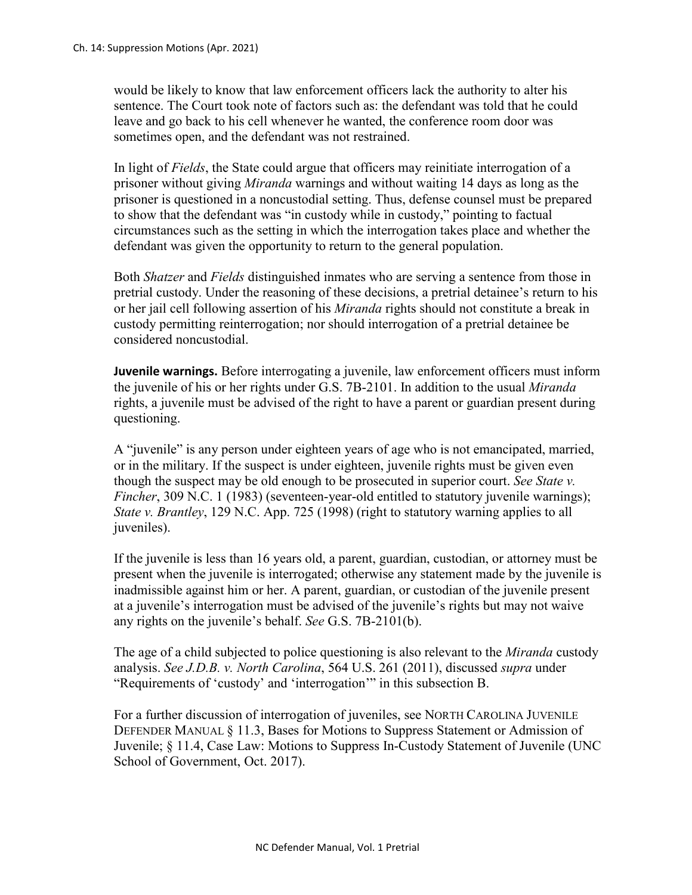would be likely to know that law enforcement officers lack the authority to alter his sentence. The Court took note of factors such as: the defendant was told that he could leave and go back to his cell whenever he wanted, the conference room door was sometimes open, and the defendant was not restrained.

In light of *Fields*, the State could argue that officers may reinitiate interrogation of a prisoner without giving *Miranda* warnings and without waiting 14 days as long as the prisoner is questioned in a noncustodial setting. Thus, defense counsel must be prepared to show that the defendant was "in custody while in custody," pointing to factual circumstances such as the setting in which the interrogation takes place and whether the defendant was given the opportunity to return to the general population.

Both *Shatzer* and *Fields* distinguished inmates who are serving a sentence from those in pretrial custody. Under the reasoning of these decisions, a pretrial detainee's return to his or her jail cell following assertion of his *Miranda* rights should not constitute a break in custody permitting reinterrogation; nor should interrogation of a pretrial detainee be considered noncustodial.

**Juvenile warnings.** Before interrogating a juvenile, law enforcement officers must inform the juvenile of his or her rights under G.S. 7B-2101. In addition to the usual *Miranda* rights, a juvenile must be advised of the right to have a parent or guardian present during questioning.

A "juvenile" is any person under eighteen years of age who is not emancipated, married, or in the military. If the suspect is under eighteen, juvenile rights must be given even though the suspect may be old enough to be prosecuted in superior court. *See State v. Fincher*, 309 N.C. 1 (1983) (seventeen-year-old entitled to statutory juvenile warnings); *State v. Brantley*, 129 N.C. App. 725 (1998) (right to statutory warning applies to all juveniles).

If the juvenile is less than 16 years old, a parent, guardian, custodian, or attorney must be present when the juvenile is interrogated; otherwise any statement made by the juvenile is inadmissible against him or her. A parent, guardian, or custodian of the juvenile present at a juvenile's interrogation must be advised of the juvenile's rights but may not waive any rights on the juvenile's behalf. *See* G.S. 7B-2101(b).

The age of a child subjected to police questioning is also relevant to the *Miranda* custody analysis. *See J.D.B. v. North Carolina*, 564 U.S. 261 (2011), discussed *supra* under "Requirements of 'custody' and 'interrogation'" in this subsection B.

For a further discussion of interrogation of juveniles, see NORTH CAROLINA JUVENILE DEFENDER MANUAL § 11.3, Bases for Motions to Suppress Statement or Admission of Juvenile; § 11.4, Case Law: Motions to Suppress In-Custody Statement of Juvenile (UNC School of Government, Oct. 2017).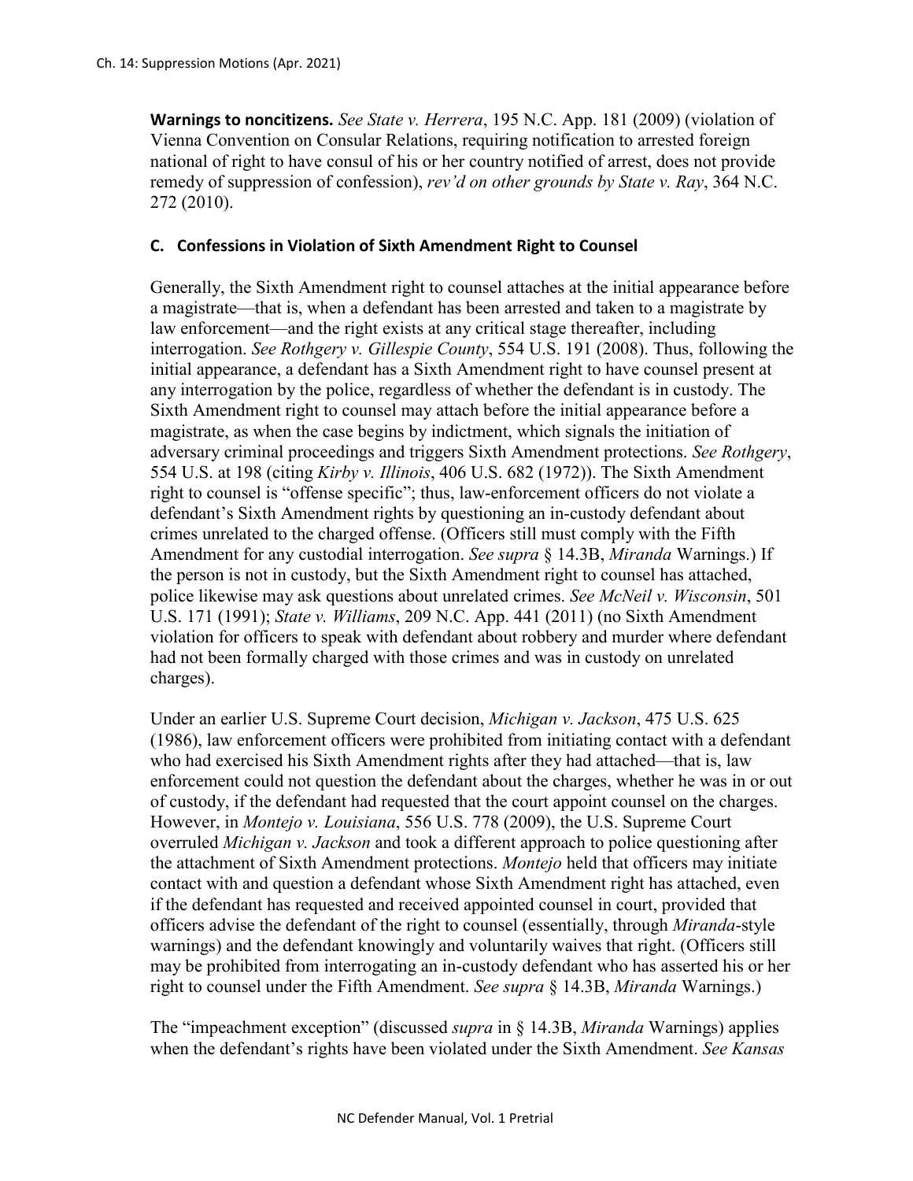**Warnings to noncitizens.** *See State v. Herrera*, 195 N.C. App. 181 (2009) (violation of Vienna Convention on Consular Relations, requiring notification to arrested foreign national of right to have consul of his or her country notified of arrest, does not provide remedy of suppression of confession), *rev'd on other grounds by State v. Ray*, 364 N.C. 272 (2010).

### C. Confessions in Violation of Sixth Amendment Right to Counsel

Generally, the Sixth Amendment right to counsel attaches at the initial appearance before a magistrate—that is, when a defendant has been arrested and taken to a magistrate by law enforcement—and the right exists at any critical stage thereafter, including interrogation. *See Rothgery v. Gillespie County*, 554 U.S. 191 (2008). Thus, following the initial appearance, a defendant has a Sixth Amendment right to have counsel present at any interrogation by the police, regardless of whether the defendant is in custody. The Sixth Amendment right to counsel may attach before the initial appearance before a magistrate, as when the case begins by indictment, which signals the initiation of adversary criminal proceedings and triggers Sixth Amendment protections. *See Rothgery*, 554 U.S. at 198 (citing *Kirby v. Illinois*, 406 U.S. 682 (1972)). The Sixth Amendment right to counsel is "offense specific"; thus, law-enforcement officers do not violate a defendant's Sixth Amendment rights by questioning an in-custody defendant about crimes unrelated to the charged offense. (Officers still must comply with the Fifth Amendment for any custodial interrogation. *See supra* § 14.3B, *Miranda* Warnings.) If the person is not in custody, but the Sixth Amendment right to counsel has attached, police likewise may ask questions about unrelated crimes. *See McNeil v. Wisconsin*, 501 U.S. 171 (1991); *State v. Williams*, 209 N.C. App. 441 (2011) (no Sixth Amendment violation for officers to speak with defendant about robbery and murder where defendant had not been formally charged with those crimes and was in custody on unrelated charges).

Under an earlier U.S. Supreme Court decision, *Michigan v. Jackson*, 475 U.S. 625 (1986), law enforcement officers were prohibited from initiating contact with a defendant who had exercised his Sixth Amendment rights after they had attached—that is, law enforcement could not question the defendant about the charges, whether he was in or out of custody, if the defendant had requested that the court appoint counsel on the charges. However, in *Montejo v. Louisiana*, 556 U.S. 778 (2009), the U.S. Supreme Court overruled *Michigan v. Jackson* and took a different approach to police questioning after the attachment of Sixth Amendment protections. *Montejo* held that officers may initiate contact with and question a defendant whose Sixth Amendment right has attached, even if the defendant has requested and received appointed counsel in court, provided that officers advise the defendant of the right to counsel (essentially, through *Miranda*-style warnings) and the defendant knowingly and voluntarily waives that right. (Officers still may be prohibited from interrogating an in-custody defendant who has asserted his or her right to counsel under the Fifth Amendment. *See supra* § 14.3B, *Miranda* Warnings.)

The "impeachment exception" (discussed *supra* in § 14.3B, *Miranda* Warnings) applies when the defendant's rights have been violated under the Sixth Amendment. *See Kansas*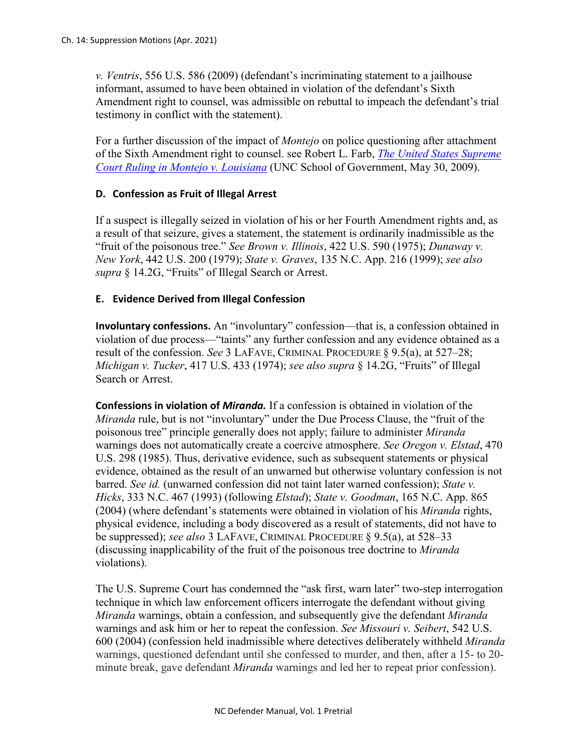*v. Ventris*, 556 U.S. 586 (2009) (defendant's incriminating statement to a jailhouse informant, assumed to have been obtained in violation of the defendant's Sixth Amendment right to counsel, was admissible on rebuttal to impeach the defendant's trial testimony in conflict with the statement).

For a further discussion of the impact of *Montejo* on police questioning after attachment of the Sixth Amendment right to counsel. see Robert L. Farb, *The United States Supreme Court Ruling in Montejo v. Louisiana* (UNC School of Government, May 30, 2009).

### D. Confession as Fruit of Illegal Arrest

If a suspect is illegally seized in violation of his or her Fourth Amendment rights and, as a result of that seizure, gives a statement, the statement is ordinarily inadmissible as the "fruit of the poisonous tree." *See Brown v. Illinois*, 422 U.S. 590 (1975); *Dunaway v. New York*, 442 U.S. 200 (1979); *State v. Graves*, 135 N.C. App. 216 (1999); *see also supra* § 14.2G, "Fruits" of Illegal Search or Arrest.

### E. Evidence Derived from Illegal Confession

**Involuntary confessions.** An "involuntary" confession—that is, a confession obtained in violation of due process—"taints" any further confession and any evidence obtained as a result of the confession. *See* 3 LAFAVE, CRIMINAL PROCEDURE § 9.5(a), at 527–28; *Michigan v. Tucker*, 417 U.S. 433 (1974); *see also supra* § 14.2G, "Fruits" of Illegal Search or Arrest.

**Confessions in violation of *Miranda*.** If a confession is obtained in violation of the *Miranda* rule, but is not "involuntary" under the Due Process Clause, the "fruit of the poisonous tree" principle generally does not apply; failure to administer *Miranda* warnings does not automatically create a coercive atmosphere. *See Oregon v. Elstad*, 470 U.S. 298 (1985). Thus, derivative evidence, such as subsequent statements or physical evidence, obtained as the result of an unwarned but otherwise voluntary confession is not barred. *See id.* (unwarned confession did not taint later warned confession); *State v. Hicks*, 333 N.C. 467 (1993) (following *Elstad*); *State v. Goodman*, 165 N.C. App. 865 (2004) (where defendant's statements were obtained in violation of his *Miranda* rights, physical evidence, including a body discovered as a result of statements, did not have to be suppressed); *see also* 3 LAFAVE, CRIMINAL PROCEDURE § 9.5(a), at 528–33 (discussing inapplicability of the fruit of the poisonous tree doctrine to *Miranda* violations).

The U.S. Supreme Court has condemned the "ask first, warn later" two-step interrogation technique in which law enforcement officers interrogate the defendant without giving *Miranda* warnings, obtain a confession, and subsequently give the defendant *Miranda* warnings and ask him or her to repeat the confession. *See Missouri v. Seibert*, 542 U.S. 600 (2004) (confession held inadmissible where detectives deliberately withheld *Miranda* warnings, questioned defendant until she confessed to murder, and then, after a 15- to 20-minute break, gave defendant *Miranda* warnings and led her to repeat prior confession).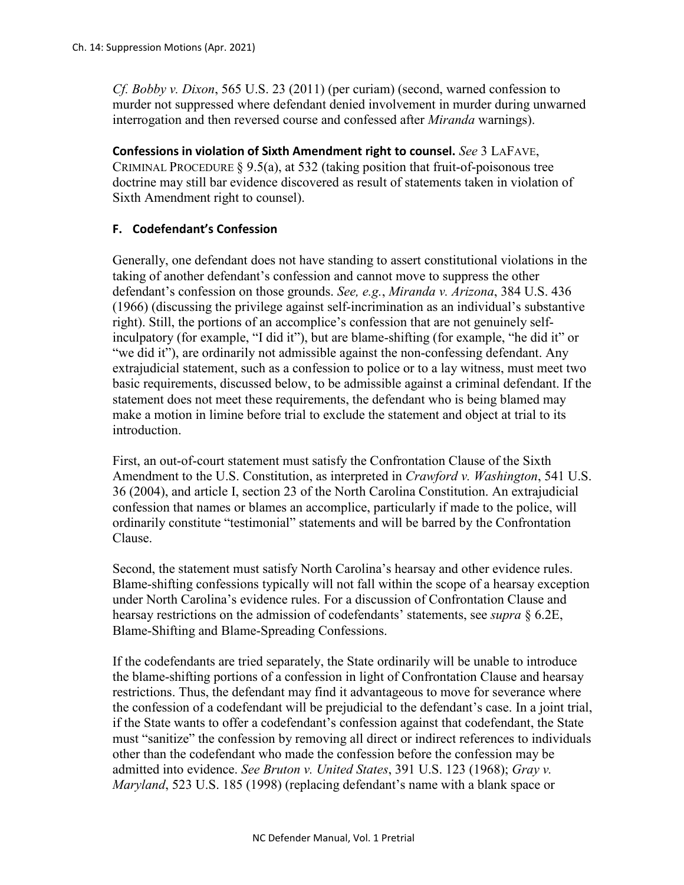*Cf. Bobby v. Dixon*, 565 U.S. 23 (2011) (per curiam) (second, warned confession to murder not suppressed where defendant denied involvement in murder during unwarned interrogation and then reversed course and confessed after *Miranda* warnings).

**Confessions in violation of Sixth Amendment right to counsel.** *See* 3 LAFAVE, CRIMINAL PROCEDURE § 9.5(a), at 532 (taking position that fruit-of-poisonous tree doctrine may still bar evidence discovered as result of statements taken in violation of Sixth Amendment right to counsel).

### F. Codefendant's Confession

Generally, one defendant does not have standing to assert constitutional violations in the taking of another defendant's confession and cannot move to suppress the other defendant's confession on those grounds. *See, e.g.*, *Miranda v. Arizona*, 384 U.S. 436 (1966) (discussing the privilege against self-incrimination as an individual's substantive right). Still, the portions of an accomplice's confession that are not genuinely self-inculpatory (for example, "I did it"), but are blame-shifting (for example, "he did it" or "we did it"), are ordinarily not admissible against the non-confessing defendant. Any extrajudicial statement, such as a confession to police or to a lay witness, must meet two basic requirements, discussed below, to be admissible against a criminal defendant. If the statement does not meet these requirements, the defendant who is being blamed may make a motion in limine before trial to exclude the statement and object at trial to its introduction.

First, an out-of-court statement must satisfy the Confrontation Clause of the Sixth Amendment to the U.S. Constitution, as interpreted in *Crawford v. Washington*, 541 U.S. 36 (2004), and article I, section 23 of the North Carolina Constitution. An extrajudicial confession that names or blames an accomplice, particularly if made to the police, will ordinarily constitute "testimonial" statements and will be barred by the Confrontation Clause.

Second, the statement must satisfy North Carolina's hearsay and other evidence rules. Blame-shifting confessions typically will not fall within the scope of a hearsay exception under North Carolina's evidence rules. For a discussion of Confrontation Clause and hearsay restrictions on the admission of codefendants' statements, see *supra* § 6.2E, Blame-Shifting and Blame-Spreading Confessions.

If the codefendants are tried separately, the State ordinarily will be unable to introduce the blame-shifting portions of a confession in light of Confrontation Clause and hearsay restrictions. Thus, the defendant may find it advantageous to move for severance where the confession of a codefendant will be prejudicial to the defendant's case. In a joint trial, if the State wants to offer a codefendant's confession against that codefendant, the State must "sanitize" the confession by removing all direct or indirect references to individuals other than the codefendant who made the confession before the confession may be admitted into evidence. *See Bruton v. United States*, 391 U.S. 123 (1968); *Gray v. Maryland*, 523 U.S. 185 (1998) (replacing defendant's name with a blank space or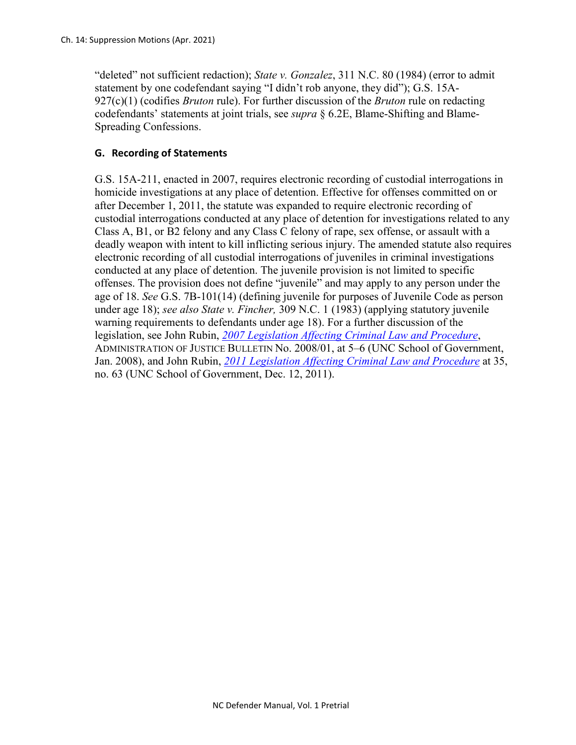"deleted" not sufficient redaction); *State v. Gonzalez*, 311 N.C. 80 (1984) (error to admit statement by one codefendant saying "I didn't rob anyone, they did"); G.S. 15A-927(c)(1) (codifies *Bruton* rule). For further discussion of the *Bruton* rule on redacting codefendants' statements at joint trials, see *supra* § 6.2E, Blame-Shifting and Blame-Spreading Confessions.

## G. Recording of Statements

G.S. 15A-211, enacted in 2007, requires electronic recording of custodial interrogations in homicide investigations at any place of detention. Effective for offenses committed on or after December 1, 2011, the statute was expanded to require electronic recording of custodial interrogations conducted at any place of detention for investigations related to any Class A, B1, or B2 felony and any Class C felony of rape, sex offense, or assault with a deadly weapon with intent to kill inflicting serious injury. The amended statute also requires electronic recording of all custodial interrogations of juveniles in criminal investigations conducted at any place of detention. The juvenile provision is not limited to specific offenses. The provision does not define "juvenile" and may apply to any person under the age of 18. *See* G.S. 7B-101(14) (defining juvenile for purposes of Juvenile Code as person under age 18); *see also State v. Fincher,* 309 N.C. 1 (1983) (applying statutory juvenile warning requirements to defendants under age 18). For a further discussion of the legislation, see John Rubin, *2007 Legislation Affecting Criminal Law and Procedure*, ADMINISTRATION OF JUSTICE BULLETIN No. 2008/01, at 5–6 (UNC School of Government, Jan. 2008), and John Rubin, *2011 Legislation Affecting Criminal Law and Procedure* at 35, no. 63 (UNC School of Government, Dec. 12, 2011).